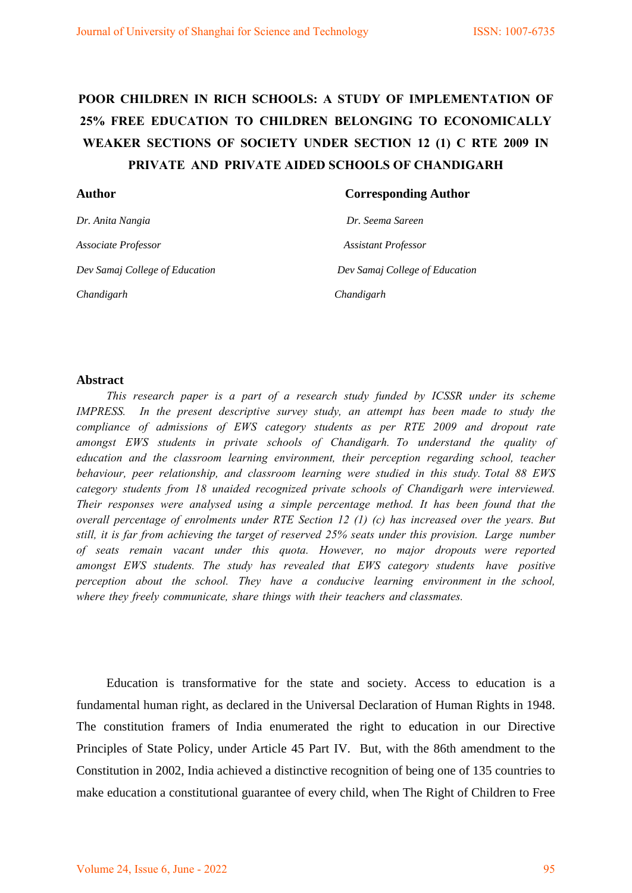# POOR CHILDREN IN RICH SCHOOLS: A STUDY OF IMPLEMENTATION OF 25% FREE EDUCATION TO CHILDREN BELONGING TO ECONOMICALLY WEAKER SECTIONS OF SOCIETY UNDER SECTION 12 (1) C RTE 2009 IN PRIVATE AND PRIVATE AIDED SCHOOLS OF CHANDIGARH

**Author**

*Dr. Anita Nangia*

*Associate Professor*

*Dev Samaj College of Education*

*Chandigarh*

**Corresponding Author**

*Dr. Seema Sareen*

*Assistant Professor*

*Dev Samaj College of Education*

*Chandigarh*

## Abstract

*This research paper is a part of a research study funded by ICSSR under its scheme IMPRESS. In the present descriptive survey study, an attempt has been made to study the compliance of admissions of EWS category students as per RTE 2009 and dropout rate amongst EWS students in private schools of Chandigarh. To understand the quality of education and the classroom learning environment, their perception regarding school, teacher behaviour, peer relationship, and classroom learning were studied in this study. Total 88 EWS category students from 18 unaided recognized private schools of Chandigarh were interviewed. Their responses were analysed using a simple percentage method. It has been found that the overall percentage of enrolments under RTE Section 12 (1) (c) has increased over the years. But still, it is far from achieving the target of reserved 25% seats under this provision. Large number of seats remain vacant under this quota. However, no major dropouts were reported amongst EWS students. The study has revealed that EWS category students have positive perception about the school. They have a conducive learning environment in the school, where they freely communicate, share things with their teachers and classmates.*

Education is transformative for the state and society. Access to education is a fundamental human right, as declared in the Universal Declaration of Human Rights in 1948. The constitution framers of India enumerated the right to education in our Directive Principles of State Policy, under Article 45 Part IV. But, with the 86th amendment to the Constitution in 2002, India achieved a distinctive recognition of being one of 135 countries to make education a constitutional guarantee of every child, when The Right of Children to Free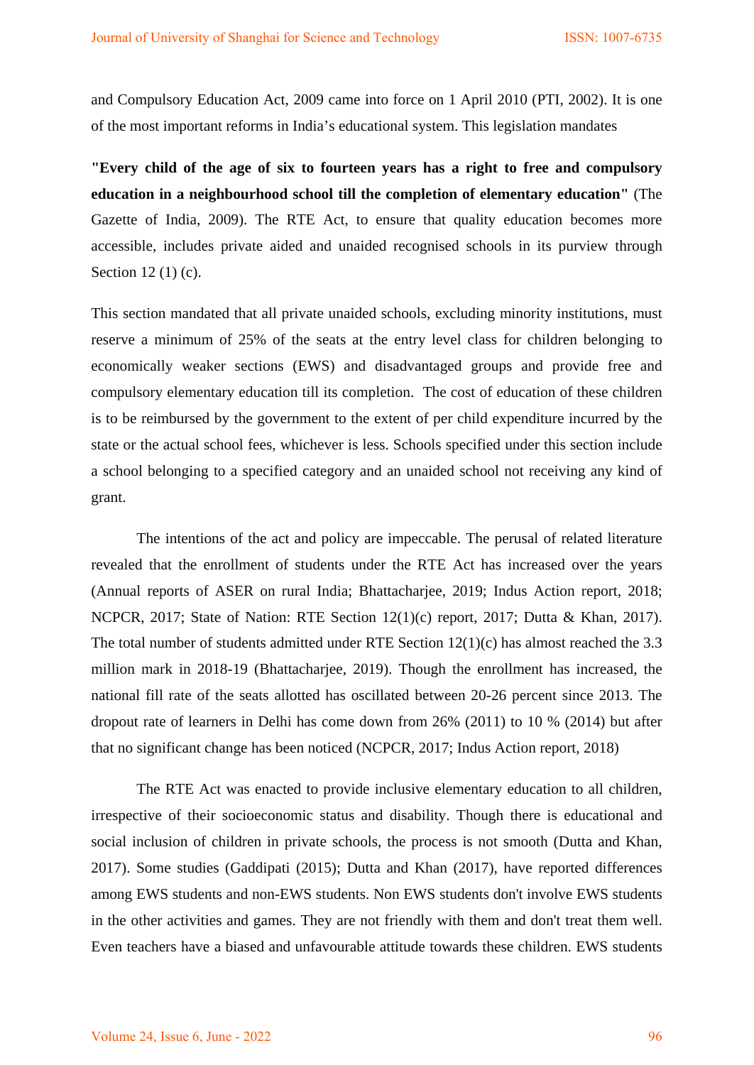and Compulsory Education Act, 2009 came into force on 1 April 2010 (PTI, 2002). It is one of the most important reforms in India's educational system. This legislation mandates

**"Every child of the age of six to fourteen years has a right to free and compulsory education in a neighbourhood school till the completion of elementary education"** (The Gazette of India, 2009). The RTE Act, to ensure that quality education becomes more accessible, includes private aided and unaided recognised schools in its purview through Section 12 (1) (c).

This section mandated that all private unaided schools, excluding minority institutions, must reserve a minimum of 25% of the seats at the entry level class for children belonging to economically weaker sections (EWS) and disadvantaged groups and provide free and compulsory elementary education till its completion. The cost of education of these children is to be reimbursed by the government to the extent of per child expenditure incurred by the state or the actual school fees, whichever is less. Schools specified under this section include a school belonging to a specified category and an unaided school not receiving any kind of grant.

The intentions of the act and policy are impeccable. The perusal of related literature revealed that the enrollment of students under the RTE Act has increased over the years (Annual reports of ASER on rural India; Bhattacharjee, 2019; Indus Action report, 2018; NCPCR, 2017; State of Nation: RTE Section 12(1)(c) report, 2017; Dutta & Khan, 2017). The total number of students admitted under RTE Section 12(1)(c) has almost reached the 3.3 million mark in 2018-19 (Bhattacharjee, 2019). Though the enrollment has increased, the national fill rate of the seats allotted has oscillated between 20-26 percent since 2013. The dropout rate of learners in Delhi has come down from 26% (2011) to 10 % (2014) but after that no significant change has been noticed (NCPCR, 2017; Indus Action report, 2018)

The RTE Act was enacted to provide inclusive elementary education to all children, irrespective of their socioeconomic status and disability. Though there is educational and social inclusion of children in private schools, the process is not smooth (Dutta and Khan, 2017). Some studies (Gaddipati (2015); Dutta and Khan (2017), have reported differences among EWS students and non-EWS students. Non EWS students don't involve EWS students in the other activities and games. They are not friendly with them and don't treat them well. Even teachers have a biased and unfavourable attitude towards these children. EWS students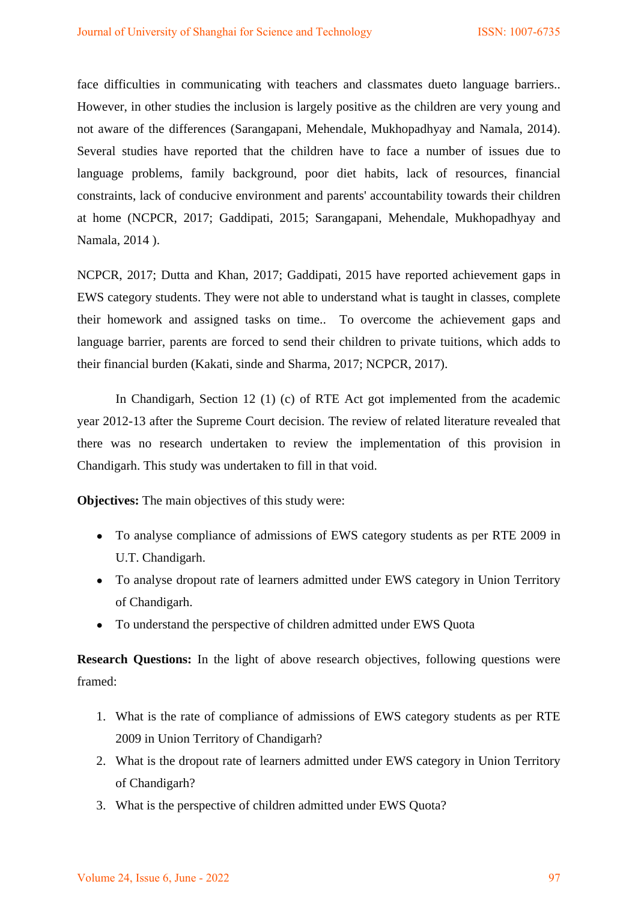face difficulties in communicating with teachers and classmates dueto language barriers.. However, in other studies the inclusion is largely positive as the children are very young and not aware of the differences (Sarangapani, Mehendale, Mukhopadhyay and Namala, 2014). Several studies have reported that the children have to face a number of issues due to language problems, family background, poor diet habits, lack of resources, financial constraints, lack of conducive environment and parents' accountability towards their children at home (NCPCR, 2017; Gaddipati, 2015; Sarangapani, Mehendale, Mukhopadhyay and Namala, 2014 ).

NCPCR, 2017; Dutta and Khan, 2017; Gaddipati, 2015 have reported achievement gaps in EWS category students. They were not able to understand what is taught in classes, complete their homework and assigned tasks on time.. To overcome the achievement gaps and language barrier, parents are forced to send their children to private tuitions, which adds to their financial burden (Kakati, sinde and Sharma, 2017; NCPCR, 2017).

In Chandigarh, Section 12 (1) (c) of RTE Act got implemented from the academic year 2012-13 after the Supreme Court decision. The review of related literature revealed that there was no research undertaken to review the implementation of this provision in Chandigarh. This study was undertaken to fill in that void.

**Objectives:** The main objectives of this study were:

- To analyse compliance of admissions of EWS category students as per RTE 2009 in U.T. Chandigarh.
- To analyse dropout rate of learners admitted under EWS category in Union Territory of Chandigarh.
- To understand the perspective of children admitted under EWS Quota

**Research Questions:** In the light of above research objectives, following questions were framed:

1. What is the rate of compliance of admissions of EWS category students as per RTE 2009 in Union Territory of Chandigarh?
2. What is the dropout rate of learners admitted under EWS category in Union Territory of Chandigarh?
3. What is the perspective of children admitted under EWS Quota?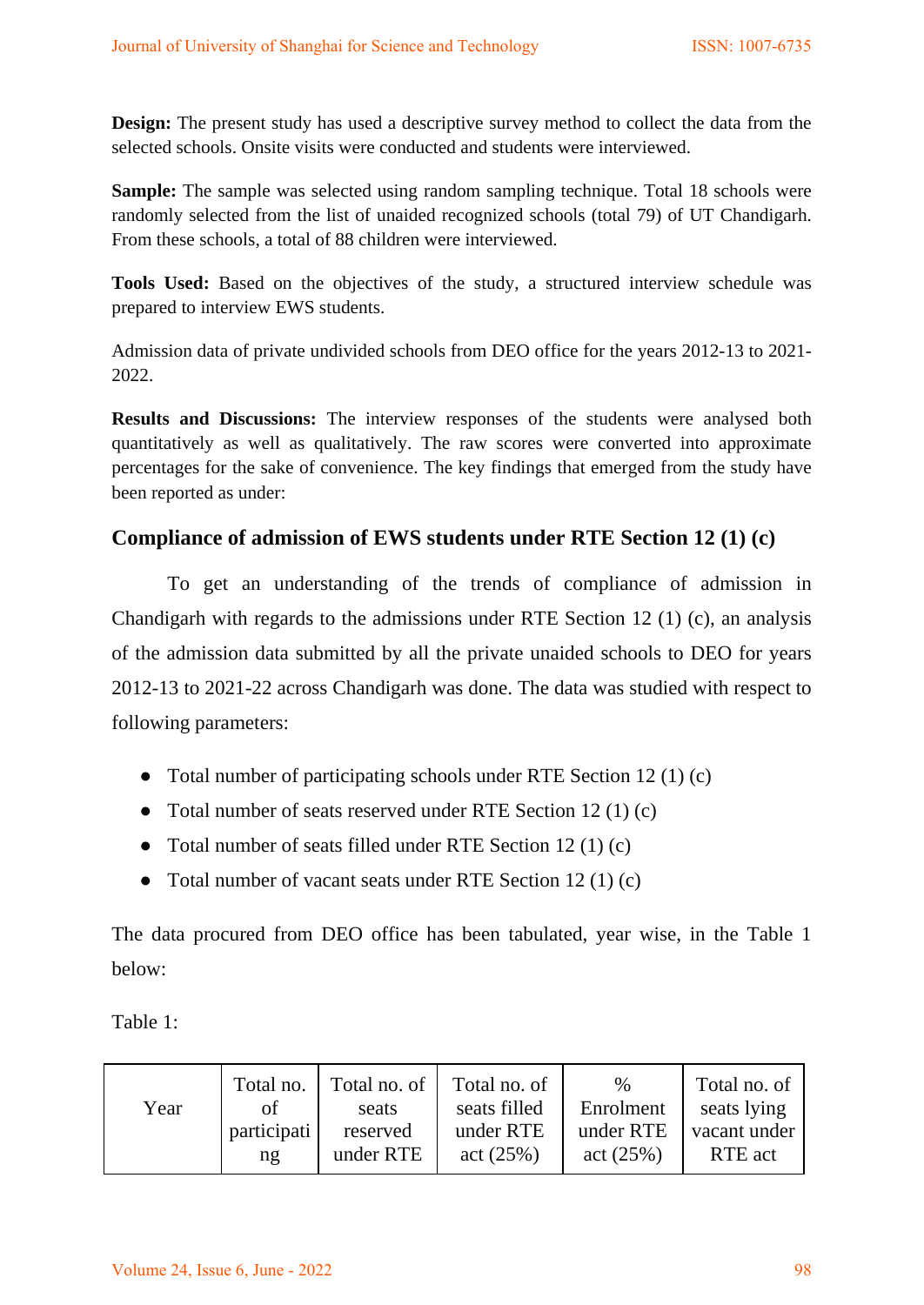**Design:** The present study has used a descriptive survey method to collect the data from the selected schools. Onsite visits were conducted and students were interviewed.

**Sample:** The sample was selected using random sampling technique. Total 18 schools were randomly selected from the list of unaided recognized schools (total 79) of UT Chandigarh. From these schools, a total of 88 children were interviewed.

**Tools Used:** Based on the objectives of the study, a structured interview schedule was prepared to interview EWS students.

Admission data of private undivided schools from DEO office for the years 2012-13 to 2021-2022.

**Results and Discussions:** The interview responses of the students were analysed both quantitatively as well as qualitatively. The raw scores were converted into approximate percentages for the sake of convenience. The key findings that emerged from the study have been reported as under:

## Compliance of admission of EWS students under RTE Section 12 (1) (c)

To get an understanding of the trends of compliance of admission in Chandigarh with regards to the admissions under RTE Section 12 (1) (c), an analysis of the admission data submitted by all the private unaided schools to DEO for years 2012-13 to 2021-22 across Chandigarh was done. The data was studied with respect to following parameters:

- Total number of participating schools under RTE Section 12 (1) (c)
- Total number of seats reserved under RTE Section 12 (1) (c)
- Total number of seats filled under RTE Section 12 (1) (c)
- Total number of vacant seats under RTE Section 12 (1) (c)

The data procured from DEO office has been tabulated, year wise, in the Table 1 below:

Table 1:

| Year | Total no. of participating | Total no. of seats reserved under RTE | Total no. of seats filled under RTE act (25%) | % Enrolment under RTE act (25%) | Total no. of seats lying vacant under RTE act |
|---|---|---|---|---|---|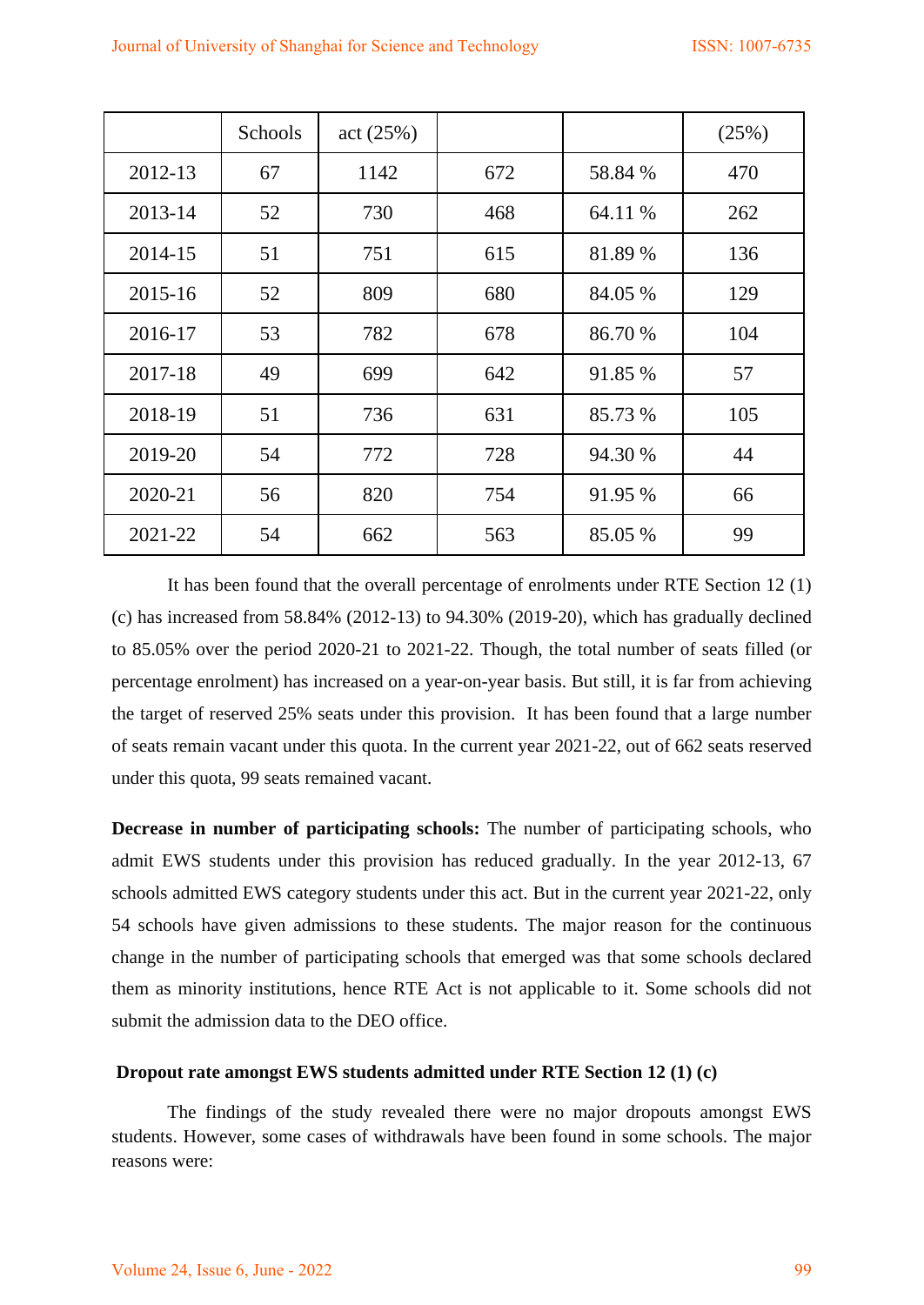| | Schools | act (25%) | | | (25%) |
|---|---|---|---|---|---|
| 2012-13 | 67 | 1142 | 672 | 58.84 % | 470 |
| 2013-14 | 52 | 730 | 468 | 64.11 % | 262 |
| 2014-15 | 51 | 751 | 615 | 81.89 % | 136 |
| 2015-16 | 52 | 809 | 680 | 84.05 % | 129 |
| 2016-17 | 53 | 782 | 678 | 86.70 % | 104 |
| 2017-18 | 49 | 699 | 642 | 91.85 % | 57 |
| 2018-19 | 51 | 736 | 631 | 85.73 % | 105 |
| 2019-20 | 54 | 772 | 728 | 94.30 % | 44 |
| 2020-21 | 56 | 820 | 754 | 91.95 % | 66 |
| 2021-22 | 54 | 662 | 563 | 85.05 % | 99 |

It has been found that the overall percentage of enrolments under RTE Section 12 (1) (c) has increased from 58.84% (2012-13) to 94.30% (2019-20), which has gradually declined to 85.05% over the period 2020-21 to 2021-22. Though, the total number of seats filled (or percentage enrolment) has increased on a year-on-year basis. But still, it is far from achieving the target of reserved 25% seats under this provision. It has been found that a large number of seats remain vacant under this quota. In the current year 2021-22, out of 662 seats reserved under this quota, 99 seats remained vacant.

**Decrease in number of participating schools:** The number of participating schools, who admit EWS students under this provision has reduced gradually. In the year 2012-13, 67 schools admitted EWS category students under this act. But in the current year 2021-22, only 54 schools have given admissions to these students. The major reason for the continuous change in the number of participating schools that emerged was that some schools declared them as minority institutions, hence RTE Act is not applicable to it. Some schools did not submit the admission data to the DEO office.

**Dropout rate amongst EWS students admitted under RTE Section 12 (1) (c)**

The findings of the study revealed there were no major dropouts amongst EWS students. However, some cases of withdrawals have been found in some schools. The major reasons were: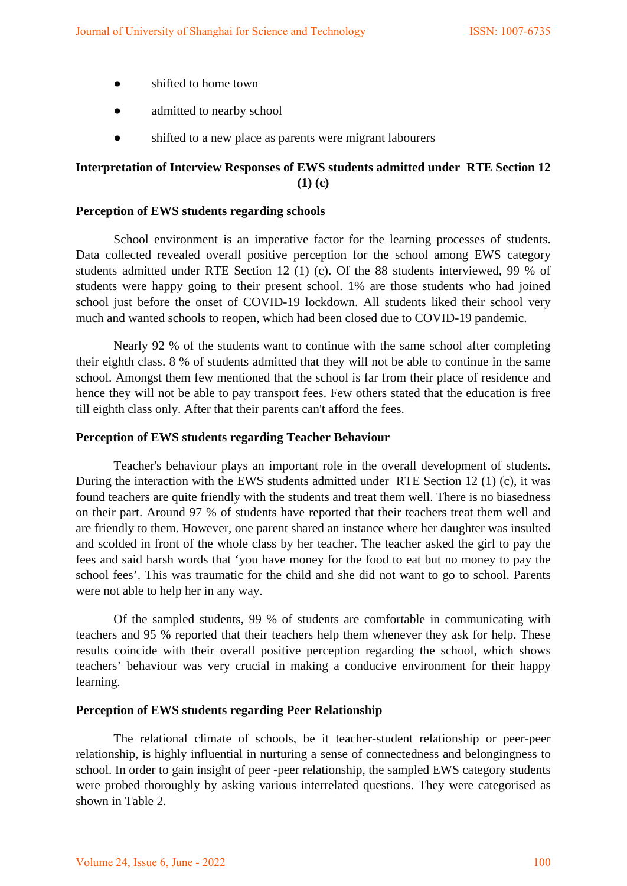- shifted to home town
- admitted to nearby school
- shifted to a new place as parents were migrant labourers

## Interpretation of Interview Responses of EWS students admitted under RTE Section 12 (1) (c)

### Perception of EWS students regarding schools

School environment is an imperative factor for the learning processes of students. Data collected revealed overall positive perception for the school among EWS category students admitted under RTE Section 12 (1) (c). Of the 88 students interviewed, 99 % of students were happy going to their present school. 1% are those students who had joined school just before the onset of COVID-19 lockdown. All students liked their school very much and wanted schools to reopen, which had been closed due to COVID-19 pandemic.

Nearly 92 % of the students want to continue with the same school after completing their eighth class. 8 % of students admitted that they will not be able to continue in the same school. Amongst them few mentioned that the school is far from their place of residence and hence they will not be able to pay transport fees. Few others stated that the education is free till eighth class only. After that their parents can't afford the fees.

### Perception of EWS students regarding Teacher Behaviour

Teacher's behaviour plays an important role in the overall development of students. During the interaction with the EWS students admitted under RTE Section 12 (1) (c), it was found teachers are quite friendly with the students and treat them well. There is no biasedness on their part. Around 97 % of students have reported that their teachers treat them well and are friendly to them. However, one parent shared an instance where her daughter was insulted and scolded in front of the whole class by her teacher. The teacher asked the girl to pay the fees and said harsh words that 'you have money for the food to eat but no money to pay the school fees'. This was traumatic for the child and she did not want to go to school. Parents were not able to help her in any way.

Of the sampled students, 99 % of students are comfortable in communicating with teachers and 95 % reported that their teachers help them whenever they ask for help. These results coincide with their overall positive perception regarding the school, which shows teachers' behaviour was very crucial in making a conducive environment for their happy learning.

### Perception of EWS students regarding Peer Relationship

The relational climate of schools, be it teacher-student relationship or peer-peer relationship, is highly influential in nurturing a sense of connectedness and belongingness to school. In order to gain insight of peer -peer relationship, the sampled EWS category students were probed thoroughly by asking various interrelated questions. They were categorised as shown in Table 2.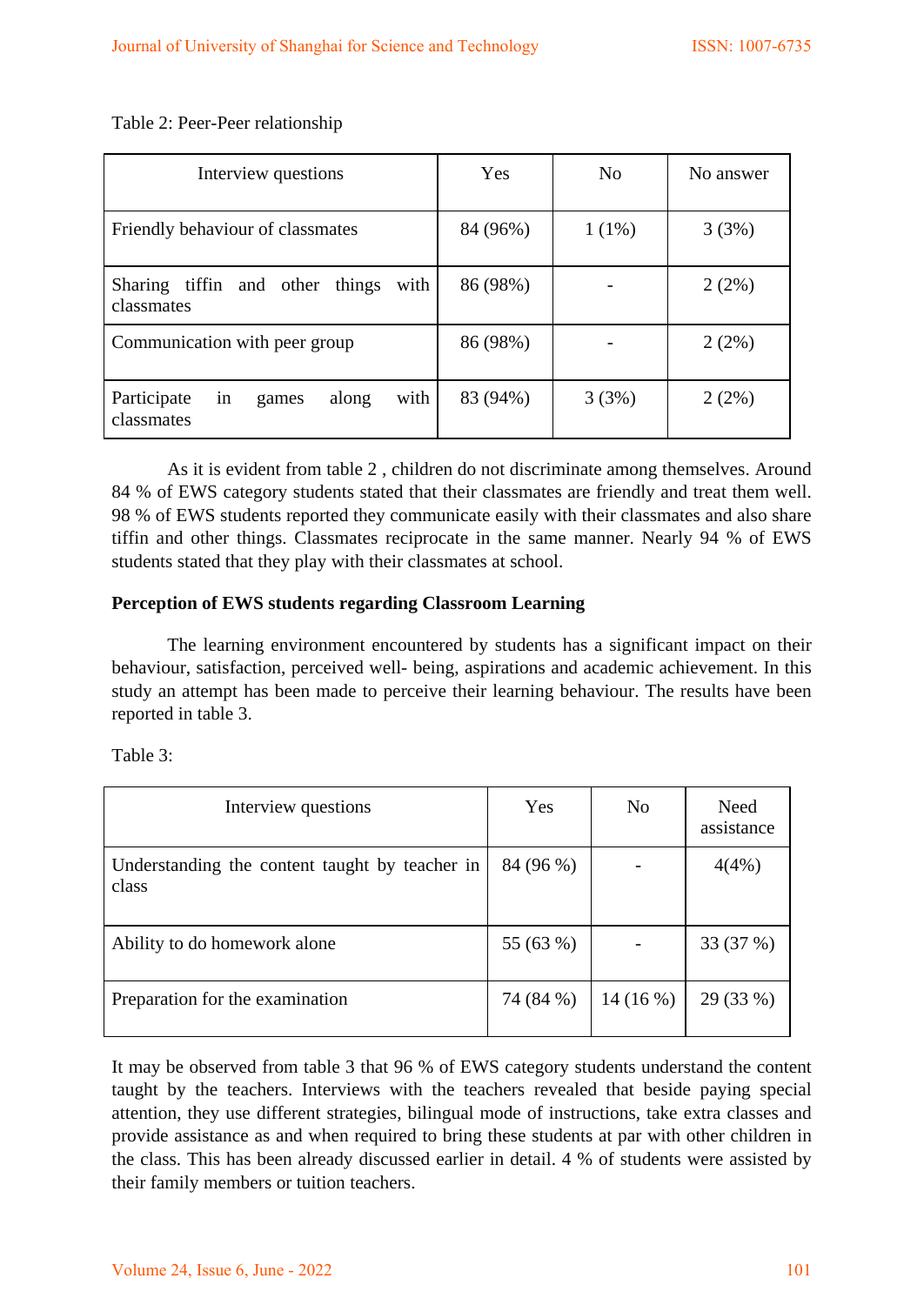Table 2: Peer-Peer relationship

| Interview questions | Yes | No | No answer |
|---|---|---|---|
| Friendly behaviour of classmates | 84 (96%) | 1 (1%) | 3 (3%) |
| Sharing tiffin and other things with classmates | 86 (98%) | - | 2 (2%) |
| Communication with peer group | 86 (98%) | - | 2 (2%) |
| Participate in games along with classmates | 83 (94%) | 3 (3%) | 2 (2%) |

As it is evident from table 2 , children do not discriminate among themselves. Around 84 % of EWS category students stated that their classmates are friendly and treat them well. 98 % of EWS students reported they communicate easily with their classmates and also share tiffin and other things. Classmates reciprocate in the same manner. Nearly 94 % of EWS students stated that they play with their classmates at school.

**Perception of EWS students regarding Classroom Learning**

The learning environment encountered by students has a significant impact on their behaviour, satisfaction, perceived well- being, aspirations and academic achievement. In this study an attempt has been made to perceive their learning behaviour. The results have been reported in table 3.

Table 3:

| Interview questions | Yes | No | Need assistance |
|---|---|---|---|
| Understanding the content taught by teacher in class | 84 (96 %) | - | 4(4%) |
| Ability to do homework alone | 55 (63 %) | - | 33 (37 %) |
| Preparation for the examination | 74 (84 %) | 14 (16 %) | 29 (33 %) |

It may be observed from table 3 that 96 % of EWS category students understand the content taught by the teachers. Interviews with the teachers revealed that beside paying special attention, they use different strategies, bilingual mode of instructions, take extra classes and provide assistance as and when required to bring these students at par with other children in the class. This has been already discussed earlier in detail. 4 % of students were assisted by their family members or tuition teachers.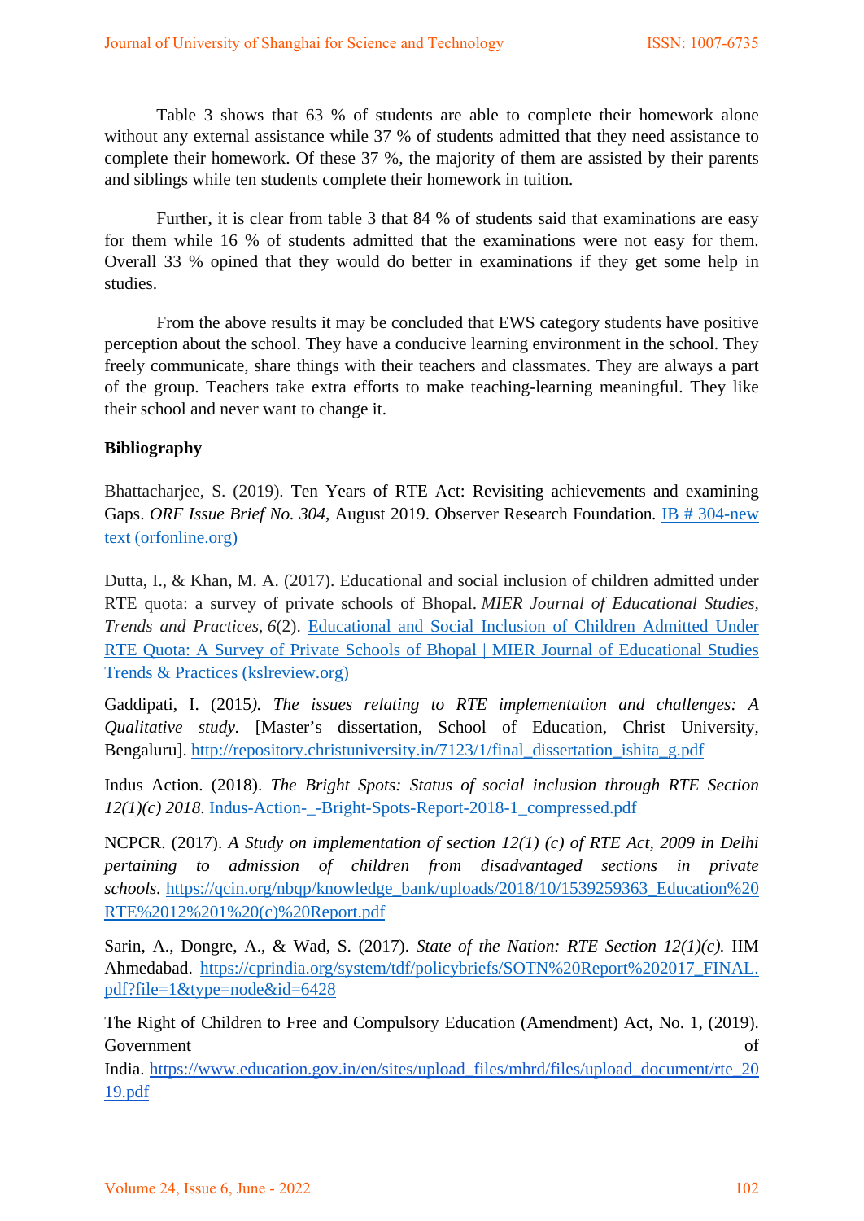Table 3 shows that 63 % of students are able to complete their homework alone without any external assistance while 37 % of students admitted that they need assistance to complete their homework. Of these 37 %, the majority of them are assisted by their parents and siblings while ten students complete their homework in tuition.

Further, it is clear from table 3 that 84 % of students said that examinations are easy for them while 16 % of students admitted that the examinations were not easy for them. Overall 33 % opined that they would do better in examinations if they get some help in studies.

From the above results it may be concluded that EWS category students have positive perception about the school. They have a conducive learning environment in the school. They freely communicate, share things with their teachers and classmates. They are always a part of the group. Teachers take extra efforts to make teaching-learning meaningful. They like their school and never want to change it.

**Bibliography**

Bhattacharjee, S. (2019). Ten Years of RTE Act: Revisiting achievements and examining Gaps. *ORF Issue Brief No. 304*, August 2019. Observer Research Foundation. IB # 304-new text (orfonline.org)

Dutta, I., & Khan, M. A. (2017). Educational and social inclusion of children admitted under RTE quota: a survey of private schools of Bhopal. *MIER Journal of Educational Studies, Trends and Practices*, *6*(2). Educational and Social Inclusion of Children Admitted Under RTE Quota: A Survey of Private Schools of Bhopal | MIER Journal of Educational Studies Trends & Practices (kslreview.org)

Gaddipati, I. (2015). *The issues relating to RTE implementation and challenges: A Qualitative study.* [Master's dissertation, School of Education, Christ University, Bengaluru]. http://repository.christuniversity.in/7123/1/final_dissertation_ishita_g.pdf

Indus Action. (2018). *The Bright Spots: Status of social inclusion through RTE Section 12(1)(c) 2018*. Indus-Action-_-Bright-Spots-Report-2018-1_compressed.pdf

NCPCR. (2017). *A Study on implementation of section 12(1) (c) of RTE Act, 2009 in Delhi pertaining to admission of children from disadvantaged sections in private schools.* https://qcin.org/nbqp/knowledge_bank/uploads/2018/10/1539259363_Education%20RTE%2012%201%20(c)%20Report.pdf

Sarin, A., Dongre, A., & Wad, S. (2017). *State of the Nation: RTE Section 12(1)(c).* IIM Ahmedabad. https://cprindia.org/system/tdf/policybriefs/SOTN%20Report%202017_FINAL.pdf?file=1&type=node&id=6428

The Right of Children to Free and Compulsory Education (Amendment) Act, No. 1, (2019). Government of India. https://www.education.gov.in/en/sites/upload_files/mhrd/files/upload_document/rte_2019.pdf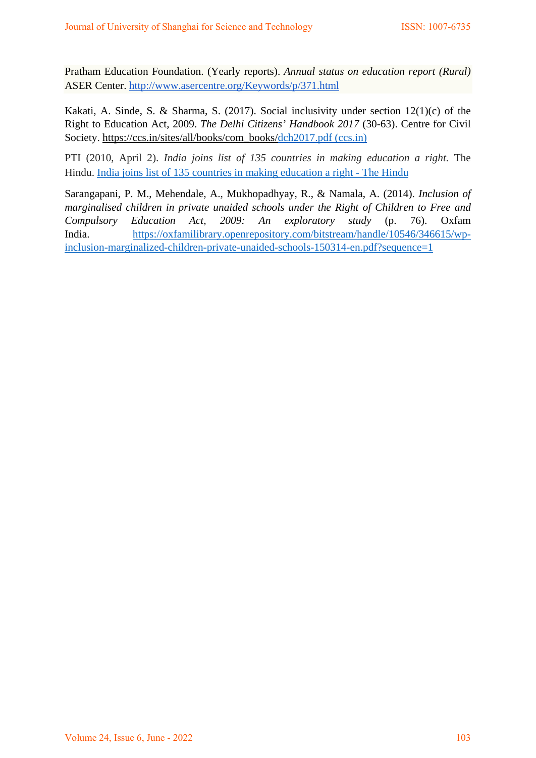Pratham Education Foundation. (Yearly reports). *Annual status on education report (Rural)* ASER Center. http://www.asercentre.org/Keywords/p/371.html

Kakati, A. Sinde, S. & Sharma, S. (2017). Social inclusivity under section 12(1)(c) of the Right to Education Act, 2009. *The Delhi Citizens' Handbook 2017* (30-63). Centre for Civil Society. https://ccs.in/sites/all/books/com_books/dch2017.pdf (ccs.in)

PTI (2010, April 2). *India joins list of 135 countries in making education a right.* The Hindu. India joins list of 135 countries in making education a right - The Hindu

Sarangapani, P. M., Mehendale, A., Mukhopadhyay, R., & Namala, A. (2014). *Inclusion of marginalised children in private unaided schools under the Right of Children to Free and Compulsory Education Act, 2009: An exploratory study* (p. 76). Oxfam India. https://oxfamilibrary.openrepository.com/bitstream/handle/10546/346615/wp-inclusion-marginalized-children-private-unaided-schools-150314-en.pdf?sequence=1